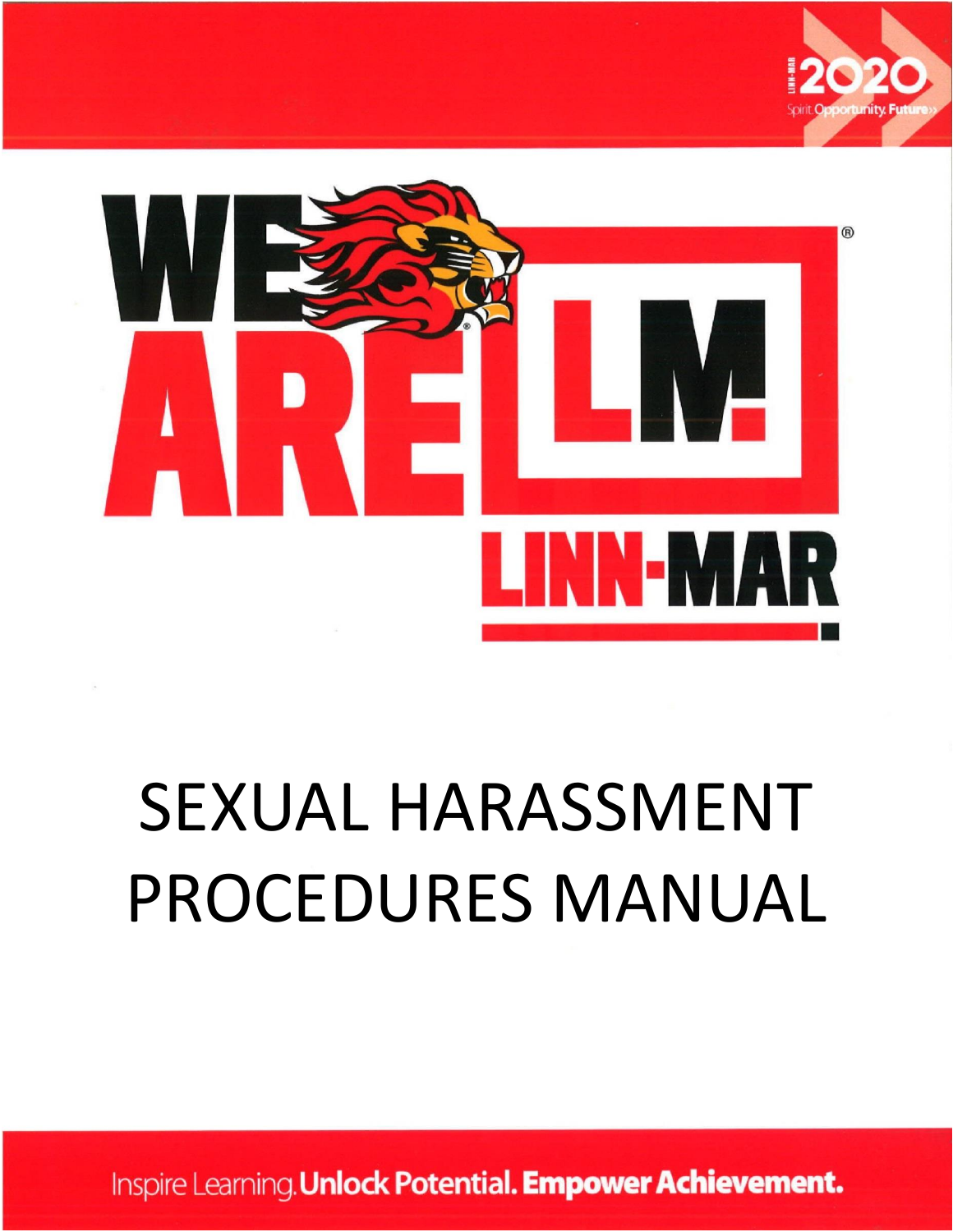LINN-MAR 2020

Spirit. Opportunity. Future»

WE ARE LM!

LINN-MAR

# SEXUAL HARASSMENT PROCEDURES MANUAL

Inspire Learning. **Unlock Potential. Empower Achievement.**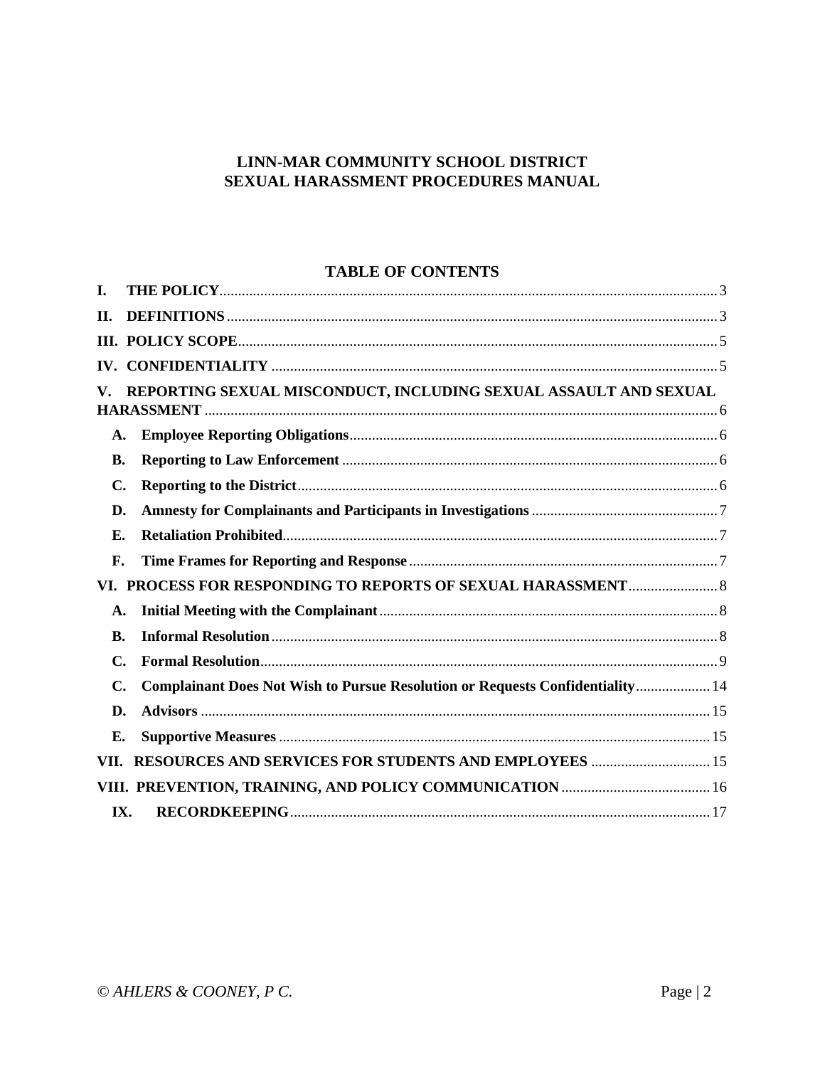# LINN-MAR COMMUNITY SCHOOL DISTRICT
# SEXUAL HARASSMENT PROCEDURES MANUAL

## TABLE OF CONTENTS

**I. THE POLICY** ........ 3

**II. DEFINITIONS** ........ 3

**III. POLICY SCOPE** ........ 5

**IV. CONFIDENTIALITY** ........ 5

**V. REPORTING SEXUAL MISCONDUCT, INCLUDING SEXUAL ASSAULT AND SEXUAL HARASSMENT** ........ 6

- **A. Employee Reporting Obligations** ........ 6
- **B. Reporting to Law Enforcement** ........ 6
- **C. Reporting to the District** ........ 6
- **D. Amnesty for Complainants and Participants in Investigations** ........ 7
- **E. Retaliation Prohibited** ........ 7
- **F. Time Frames for Reporting and Response** ........ 7

**VI. PROCESS FOR RESPONDING TO REPORTS OF SEXUAL HARASSMENT** ........ 8

- **A. Initial Meeting with the Complainant** ........ 8
- **B. Informal Resolution** ........ 8
- **C. Formal Resolution** ........ 9
- **C. Complainant Does Not Wish to Pursue Resolution or Requests Confidentiality** ........ 14
- **D. Advisors** ........ 15
- **E. Supportive Measures** ........ 15

**VII. RESOURCES AND SERVICES FOR STUDENTS AND EMPLOYEES** ........ 15

**VIII. PREVENTION, TRAINING, AND POLICY COMMUNICATION** ........ 16

**IX. RECORDKEEPING** ........ 17

*© AHLERS & COONEY, P C.*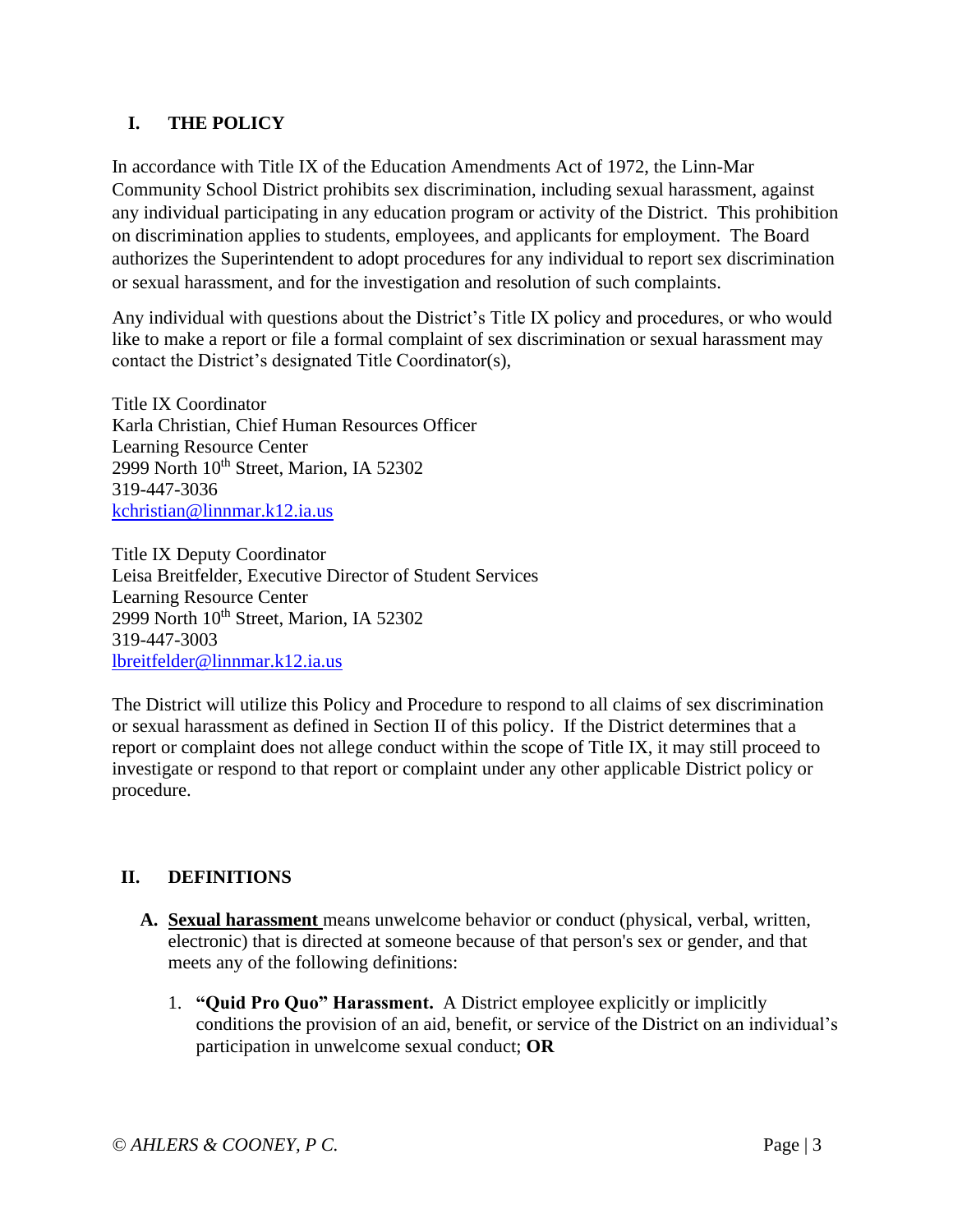## I. THE POLICY

In accordance with Title IX of the Education Amendments Act of 1972, the Linn-Mar Community School District prohibits sex discrimination, including sexual harassment, against any individual participating in any education program or activity of the District. This prohibition on discrimination applies to students, employees, and applicants for employment. The Board authorizes the Superintendent to adopt procedures for any individual to report sex discrimination or sexual harassment, and for the investigation and resolution of such complaints.

Any individual with questions about the District's Title IX policy and procedures, or who would like to make a report or file a formal complaint of sex discrimination or sexual harassment may contact the District's designated Title Coordinator(s),

Title IX Coordinator
Karla Christian, Chief Human Resources Officer
Learning Resource Center
2999 North 10th Street, Marion, IA 52302
319-447-3036
kchristian@linnmar.k12.ia.us

Title IX Deputy Coordinator
Leisa Breitfelder, Executive Director of Student Services
Learning Resource Center
2999 North 10th Street, Marion, IA 52302
319-447-3003
lbreitfelder@linnmar.k12.ia.us

The District will utilize this Policy and Procedure to respond to all claims of sex discrimination or sexual harassment as defined in Section II of this policy. If the District determines that a report or complaint does not allege conduct within the scope of Title IX, it may still proceed to investigate or respond to that report or complaint under any other applicable District policy or procedure.

## II. DEFINITIONS

**A. Sexual harassment** means unwelcome behavior or conduct (physical, verbal, written, electronic) that is directed at someone because of that person's sex or gender, and that meets any of the following definitions:

1. **"Quid Pro Quo" Harassment.** A District employee explicitly or implicitly conditions the provision of an aid, benefit, or service of the District on an individual's participation in unwelcome sexual conduct; **OR**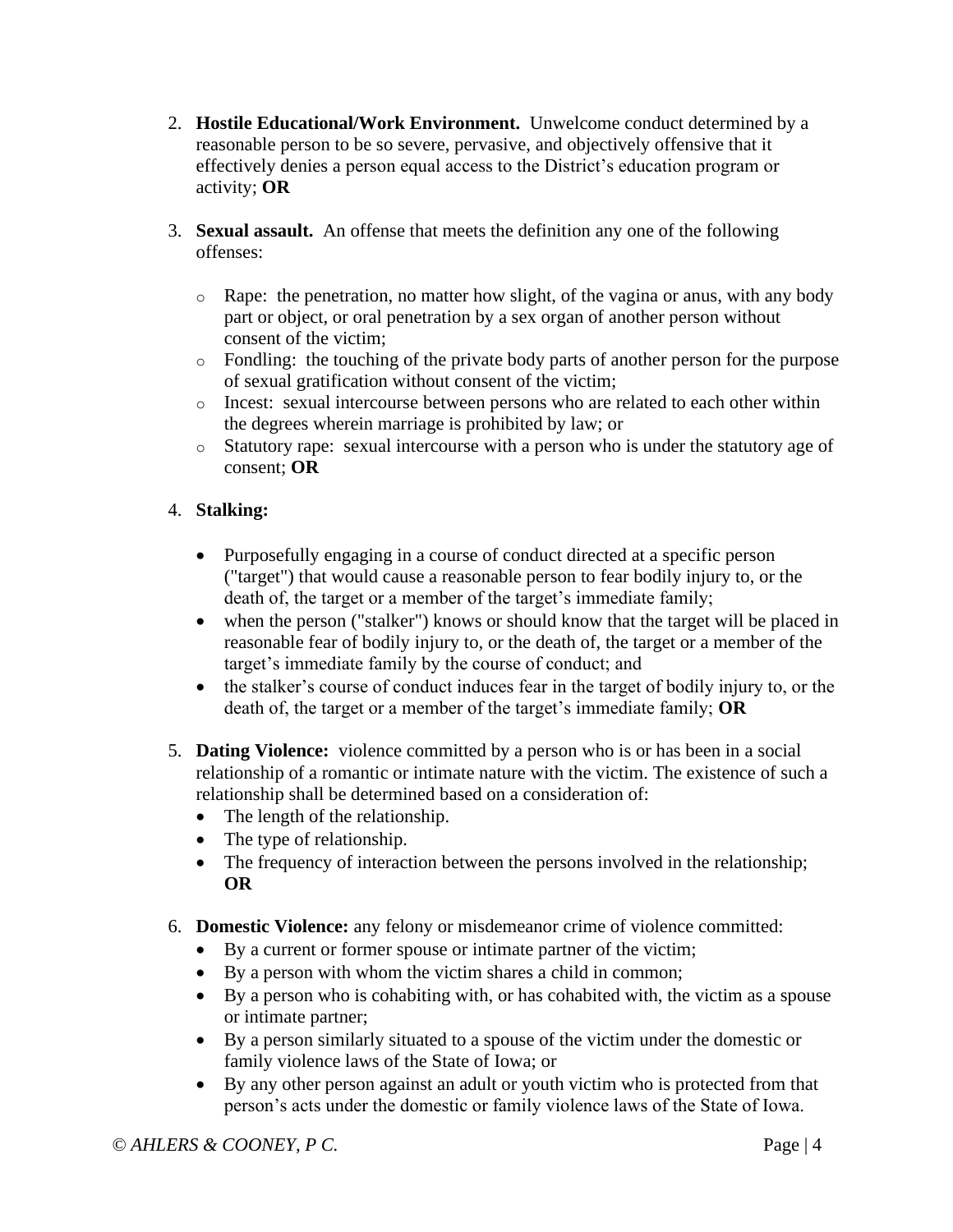2. **Hostile Educational/Work Environment.** Unwelcome conduct determined by a reasonable person to be so severe, pervasive, and objectively offensive that it effectively denies a person equal access to the District's education program or activity; **OR**

3. **Sexual assault.** An offense that meets the definition any one of the following offenses:

   - Rape: the penetration, no matter how slight, of the vagina or anus, with any body part or object, or oral penetration by a sex organ of another person without consent of the victim;
   - Fondling: the touching of the private body parts of another person for the purpose of sexual gratification without consent of the victim;
   - Incest: sexual intercourse between persons who are related to each other within the degrees wherein marriage is prohibited by law; or
   - Statutory rape: sexual intercourse with a person who is under the statutory age of consent; **OR**

4. **Stalking:**

   - Purposefully engaging in a course of conduct directed at a specific person ("target") that would cause a reasonable person to fear bodily injury to, or the death of, the target or a member of the target's immediate family;
   - when the person ("stalker") knows or should know that the target will be placed in reasonable fear of bodily injury to, or the death of, the target or a member of the target's immediate family by the course of conduct; and
   - the stalker's course of conduct induces fear in the target of bodily injury to, or the death of, the target or a member of the target's immediate family; **OR**

5. **Dating Violence:** violence committed by a person who is or has been in a social relationship of a romantic or intimate nature with the victim. The existence of such a relationship shall be determined based on a consideration of:
   - The length of the relationship.
   - The type of relationship.
   - The frequency of interaction between the persons involved in the relationship; **OR**

6. **Domestic Violence:** any felony or misdemeanor crime of violence committed:
   - By a current or former spouse or intimate partner of the victim;
   - By a person with whom the victim shares a child in common;
   - By a person who is cohabiting with, or has cohabited with, the victim as a spouse or intimate partner;
   - By a person similarly situated to a spouse of the victim under the domestic or family violence laws of the State of Iowa; or
   - By any other person against an adult or youth victim who is protected from that person's acts under the domestic or family violence laws of the State of Iowa.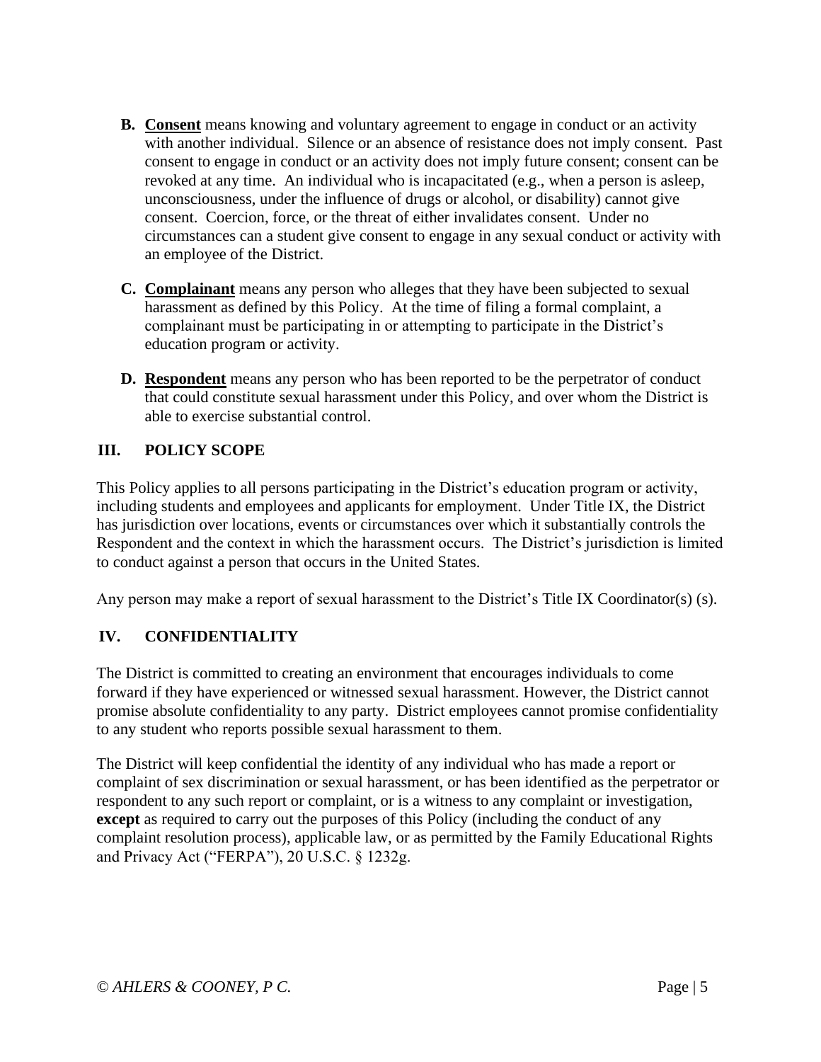**B. Consent** means knowing and voluntary agreement to engage in conduct or an activity with another individual. Silence or an absence of resistance does not imply consent. Past consent to engage in conduct or an activity does not imply future consent; consent can be revoked at any time. An individual who is incapacitated (e.g., when a person is asleep, unconsciousness, under the influence of drugs or alcohol, or disability) cannot give consent. Coercion, force, or the threat of either invalidates consent. Under no circumstances can a student give consent to engage in any sexual conduct or activity with an employee of the District.

**C. Complainant** means any person who alleges that they have been subjected to sexual harassment as defined by this Policy. At the time of filing a formal complaint, a complainant must be participating in or attempting to participate in the District's education program or activity.

**D. Respondent** means any person who has been reported to be the perpetrator of conduct that could constitute sexual harassment under this Policy, and over whom the District is able to exercise substantial control.

## III. POLICY SCOPE

This Policy applies to all persons participating in the District's education program or activity, including students and employees and applicants for employment. Under Title IX, the District has jurisdiction over locations, events or circumstances over which it substantially controls the Respondent and the context in which the harassment occurs. The District's jurisdiction is limited to conduct against a person that occurs in the United States.

Any person may make a report of sexual harassment to the District's Title IX Coordinator(s) (s).

## IV. CONFIDENTIALITY

The District is committed to creating an environment that encourages individuals to come forward if they have experienced or witnessed sexual harassment. However, the District cannot promise absolute confidentiality to any party. District employees cannot promise confidentiality to any student who reports possible sexual harassment to them.

The District will keep confidential the identity of any individual who has made a report or complaint of sex discrimination or sexual harassment, or has been identified as the perpetrator or respondent to any such report or complaint, or is a witness to any complaint or investigation, **except** as required to carry out the purposes of this Policy (including the conduct of any complaint resolution process), applicable law, or as permitted by the Family Educational Rights and Privacy Act ("FERPA"), 20 U.S.C. § 1232g.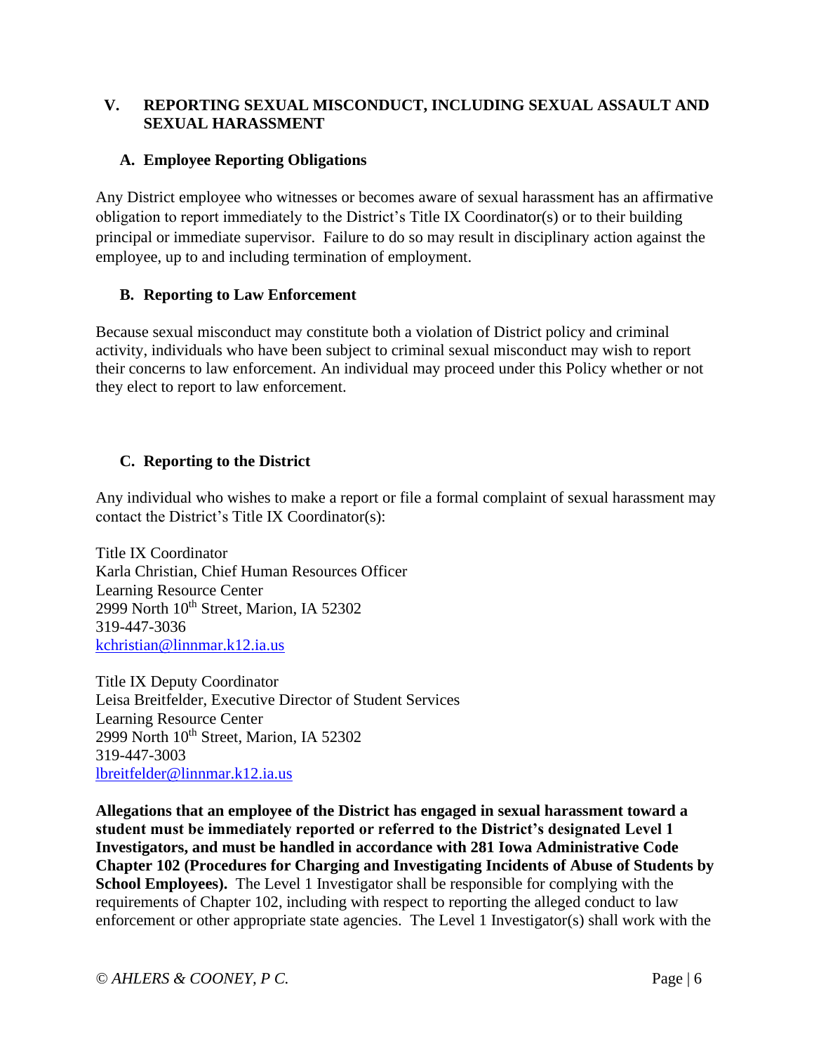## V. REPORTING SEXUAL MISCONDUCT, INCLUDING SEXUAL ASSAULT AND SEXUAL HARASSMENT

### A. Employee Reporting Obligations

Any District employee who witnesses or becomes aware of sexual harassment has an affirmative obligation to report immediately to the District's Title IX Coordinator(s) or to their building principal or immediate supervisor. Failure to do so may result in disciplinary action against the employee, up to and including termination of employment.

### B. Reporting to Law Enforcement

Because sexual misconduct may constitute both a violation of District policy and criminal activity, individuals who have been subject to criminal sexual misconduct may wish to report their concerns to law enforcement. An individual may proceed under this Policy whether or not they elect to report to law enforcement.

### C. Reporting to the District

Any individual who wishes to make a report or file a formal complaint of sexual harassment may contact the District's Title IX Coordinator(s):

Title IX Coordinator
Karla Christian, Chief Human Resources Officer
Learning Resource Center
2999 North 10th Street, Marion, IA 52302
319-447-3036
kchristian@linnmar.k12.ia.us

Title IX Deputy Coordinator
Leisa Breitfelder, Executive Director of Student Services
Learning Resource Center
2999 North 10th Street, Marion, IA 52302
319-447-3003
lbreitfelder@linnmar.k12.ia.us

**Allegations that an employee of the District has engaged in sexual harassment toward a student must be immediately reported or referred to the District's designated Level 1 Investigators, and must be handled in accordance with 281 Iowa Administrative Code Chapter 102 (Procedures for Charging and Investigating Incidents of Abuse of Students by School Employees).** The Level 1 Investigator shall be responsible for complying with the requirements of Chapter 102, including with respect to reporting the alleged conduct to law enforcement or other appropriate state agencies. The Level 1 Investigator(s) shall work with the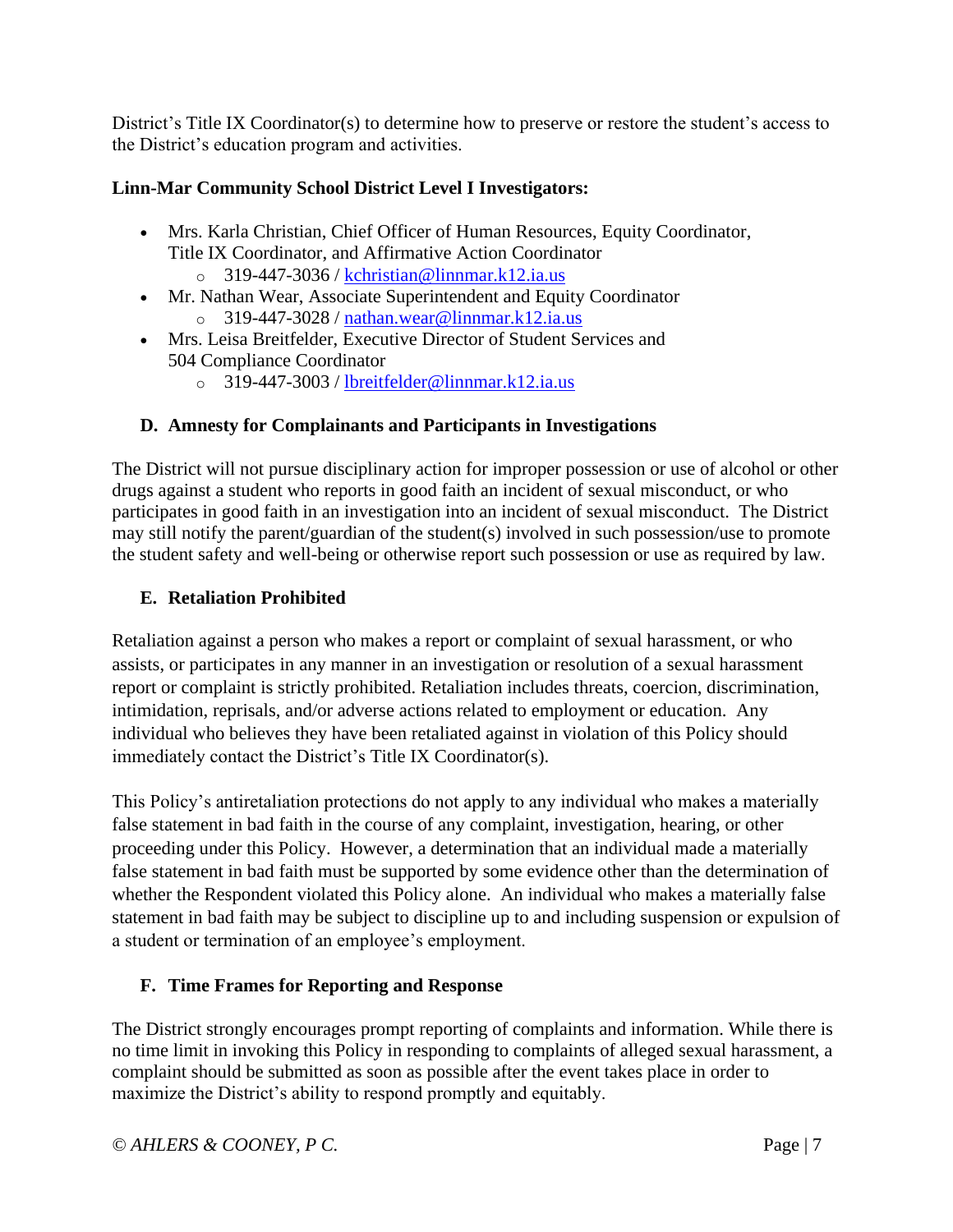District's Title IX Coordinator(s) to determine how to preserve or restore the student's access to the District's education program and activities.

**Linn-Mar Community School District Level I Investigators:**

- Mrs. Karla Christian, Chief Officer of Human Resources, Equity Coordinator, Title IX Coordinator, and Affirmative Action Coordinator
  - 319-447-3036 / kchristian@linnmar.k12.ia.us
- Mr. Nathan Wear, Associate Superintendent and Equity Coordinator
  - 319-447-3028 / nathan.wear@linnmar.k12.ia.us
- Mrs. Leisa Breitfelder, Executive Director of Student Services and 504 Compliance Coordinator
  - 319-447-3003 / lbreitfelder@linnmar.k12.ia.us

### D. Amnesty for Complainants and Participants in Investigations

The District will not pursue disciplinary action for improper possession or use of alcohol or other drugs against a student who reports in good faith an incident of sexual misconduct, or who participates in good faith in an investigation into an incident of sexual misconduct. The District may still notify the parent/guardian of the student(s) involved in such possession/use to promote the student safety and well-being or otherwise report such possession or use as required by law.

### E. Retaliation Prohibited

Retaliation against a person who makes a report or complaint of sexual harassment, or who assists, or participates in any manner in an investigation or resolution of a sexual harassment report or complaint is strictly prohibited. Retaliation includes threats, coercion, discrimination, intimidation, reprisals, and/or adverse actions related to employment or education. Any individual who believes they have been retaliated against in violation of this Policy should immediately contact the District's Title IX Coordinator(s).

This Policy's antiretaliation protections do not apply to any individual who makes a materially false statement in bad faith in the course of any complaint, investigation, hearing, or other proceeding under this Policy. However, a determination that an individual made a materially false statement in bad faith must be supported by some evidence other than the determination of whether the Respondent violated this Policy alone. An individual who makes a materially false statement in bad faith may be subject to discipline up to and including suspension or expulsion of a student or termination of an employee's employment.

### F. Time Frames for Reporting and Response

The District strongly encourages prompt reporting of complaints and information. While there is no time limit in invoking this Policy in responding to complaints of alleged sexual harassment, a complaint should be submitted as soon as possible after the event takes place in order to maximize the District's ability to respond promptly and equitably.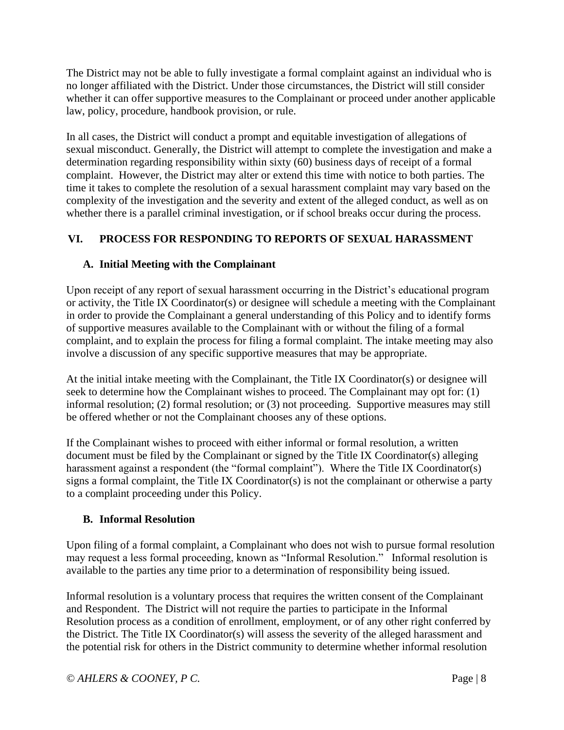The District may not be able to fully investigate a formal complaint against an individual who is no longer affiliated with the District. Under those circumstances, the District will still consider whether it can offer supportive measures to the Complainant or proceed under another applicable law, policy, procedure, handbook provision, or rule.

In all cases, the District will conduct a prompt and equitable investigation of allegations of sexual misconduct. Generally, the District will attempt to complete the investigation and make a determination regarding responsibility within sixty (60) business days of receipt of a formal complaint. However, the District may alter or extend this time with notice to both parties. The time it takes to complete the resolution of a sexual harassment complaint may vary based on the complexity of the investigation and the severity and extent of the alleged conduct, as well as on whether there is a parallel criminal investigation, or if school breaks occur during the process.

## VI. PROCESS FOR RESPONDING TO REPORTS OF SEXUAL HARASSMENT

### A. Initial Meeting with the Complainant

Upon receipt of any report of sexual harassment occurring in the District's educational program or activity, the Title IX Coordinator(s) or designee will schedule a meeting with the Complainant in order to provide the Complainant a general understanding of this Policy and to identify forms of supportive measures available to the Complainant with or without the filing of a formal complaint, and to explain the process for filing a formal complaint. The intake meeting may also involve a discussion of any specific supportive measures that may be appropriate.

At the initial intake meeting with the Complainant, the Title IX Coordinator(s) or designee will seek to determine how the Complainant wishes to proceed. The Complainant may opt for: (1) informal resolution; (2) formal resolution; or (3) not proceeding. Supportive measures may still be offered whether or not the Complainant chooses any of these options.

If the Complainant wishes to proceed with either informal or formal resolution, a written document must be filed by the Complainant or signed by the Title IX Coordinator(s) alleging harassment against a respondent (the "formal complaint"). Where the Title IX Coordinator(s) signs a formal complaint, the Title IX Coordinator(s) is not the complainant or otherwise a party to a complaint proceeding under this Policy.

### B. Informal Resolution

Upon filing of a formal complaint, a Complainant who does not wish to pursue formal resolution may request a less formal proceeding, known as "Informal Resolution." Informal resolution is available to the parties any time prior to a determination of responsibility being issued.

Informal resolution is a voluntary process that requires the written consent of the Complainant and Respondent. The District will not require the parties to participate in the Informal Resolution process as a condition of enrollment, employment, or of any other right conferred by the District. The Title IX Coordinator(s) will assess the severity of the alleged harassment and the potential risk for others in the District community to determine whether informal resolution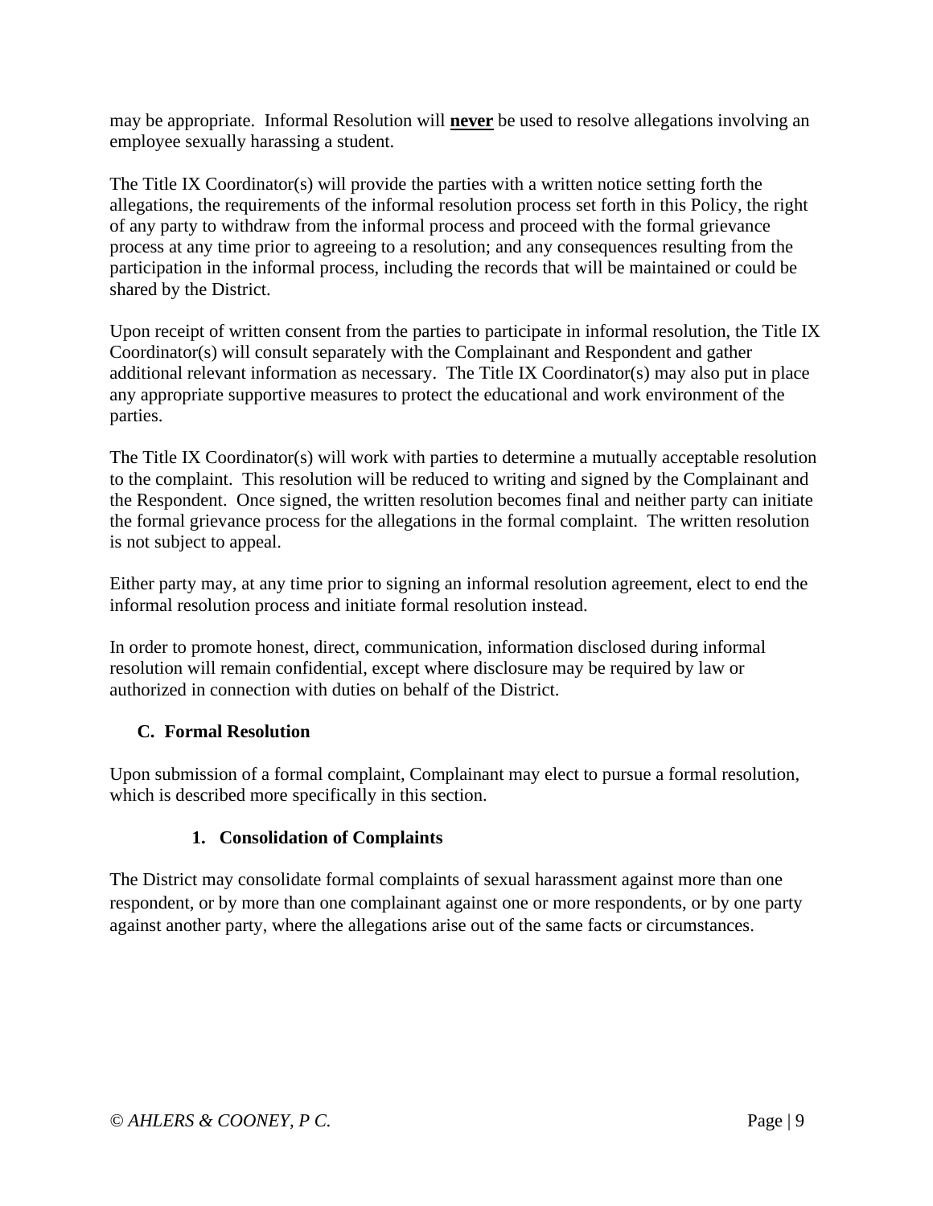may be appropriate. Informal Resolution will **never** be used to resolve allegations involving an employee sexually harassing a student.

The Title IX Coordinator(s) will provide the parties with a written notice setting forth the allegations, the requirements of the informal resolution process set forth in this Policy, the right of any party to withdraw from the informal process and proceed with the formal grievance process at any time prior to agreeing to a resolution; and any consequences resulting from the participation in the informal process, including the records that will be maintained or could be shared by the District.

Upon receipt of written consent from the parties to participate in informal resolution, the Title IX Coordinator(s) will consult separately with the Complainant and Respondent and gather additional relevant information as necessary. The Title IX Coordinator(s) may also put in place any appropriate supportive measures to protect the educational and work environment of the parties.

The Title IX Coordinator(s) will work with parties to determine a mutually acceptable resolution to the complaint. This resolution will be reduced to writing and signed by the Complainant and the Respondent. Once signed, the written resolution becomes final and neither party can initiate the formal grievance process for the allegations in the formal complaint. The written resolution is not subject to appeal.

Either party may, at any time prior to signing an informal resolution agreement, elect to end the informal resolution process and initiate formal resolution instead.

In order to promote honest, direct, communication, information disclosed during informal resolution will remain confidential, except where disclosure may be required by law or authorized in connection with duties on behalf of the District.

### C. Formal Resolution

Upon submission of a formal complaint, Complainant may elect to pursue a formal resolution, which is described more specifically in this section.

#### 1. Consolidation of Complaints

The District may consolidate formal complaints of sexual harassment against more than one respondent, or by more than one complainant against one or more respondents, or by one party against another party, where the allegations arise out of the same facts or circumstances.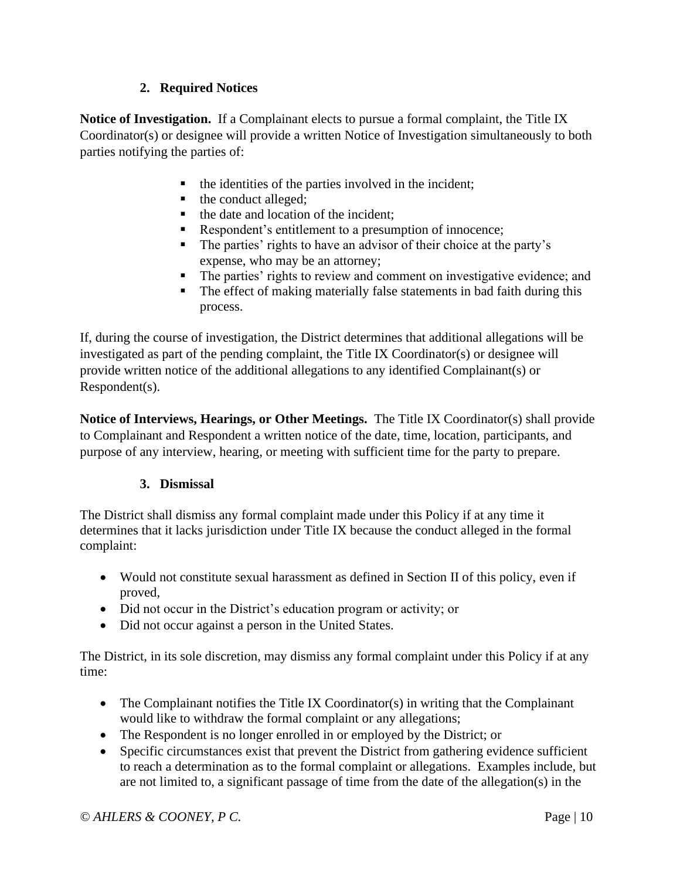### 2. Required Notices

**Notice of Investigation.** If a Complainant elects to pursue a formal complaint, the Title IX Coordinator(s) or designee will provide a written Notice of Investigation simultaneously to both parties notifying the parties of:

- the identities of the parties involved in the incident;
- the conduct alleged;
- the date and location of the incident;
- Respondent's entitlement to a presumption of innocence;
- The parties' rights to have an advisor of their choice at the party's expense, who may be an attorney;
- The parties' rights to review and comment on investigative evidence; and
- The effect of making materially false statements in bad faith during this process.

If, during the course of investigation, the District determines that additional allegations will be investigated as part of the pending complaint, the Title IX Coordinator(s) or designee will provide written notice of the additional allegations to any identified Complainant(s) or Respondent(s).

**Notice of Interviews, Hearings, or Other Meetings.** The Title IX Coordinator(s) shall provide to Complainant and Respondent a written notice of the date, time, location, participants, and purpose of any interview, hearing, or meeting with sufficient time for the party to prepare.

### 3. Dismissal

The District shall dismiss any formal complaint made under this Policy if at any time it determines that it lacks jurisdiction under Title IX because the conduct alleged in the formal complaint:

- Would not constitute sexual harassment as defined in Section II of this policy, even if proved,
- Did not occur in the District's education program or activity; or
- Did not occur against a person in the United States.

The District, in its sole discretion, may dismiss any formal complaint under this Policy if at any time:

- The Complainant notifies the Title IX Coordinator(s) in writing that the Complainant would like to withdraw the formal complaint or any allegations;
- The Respondent is no longer enrolled in or employed by the District; or
- Specific circumstances exist that prevent the District from gathering evidence sufficient to reach a determination as to the formal complaint or allegations. Examples include, but are not limited to, a significant passage of time from the date of the allegation(s) in the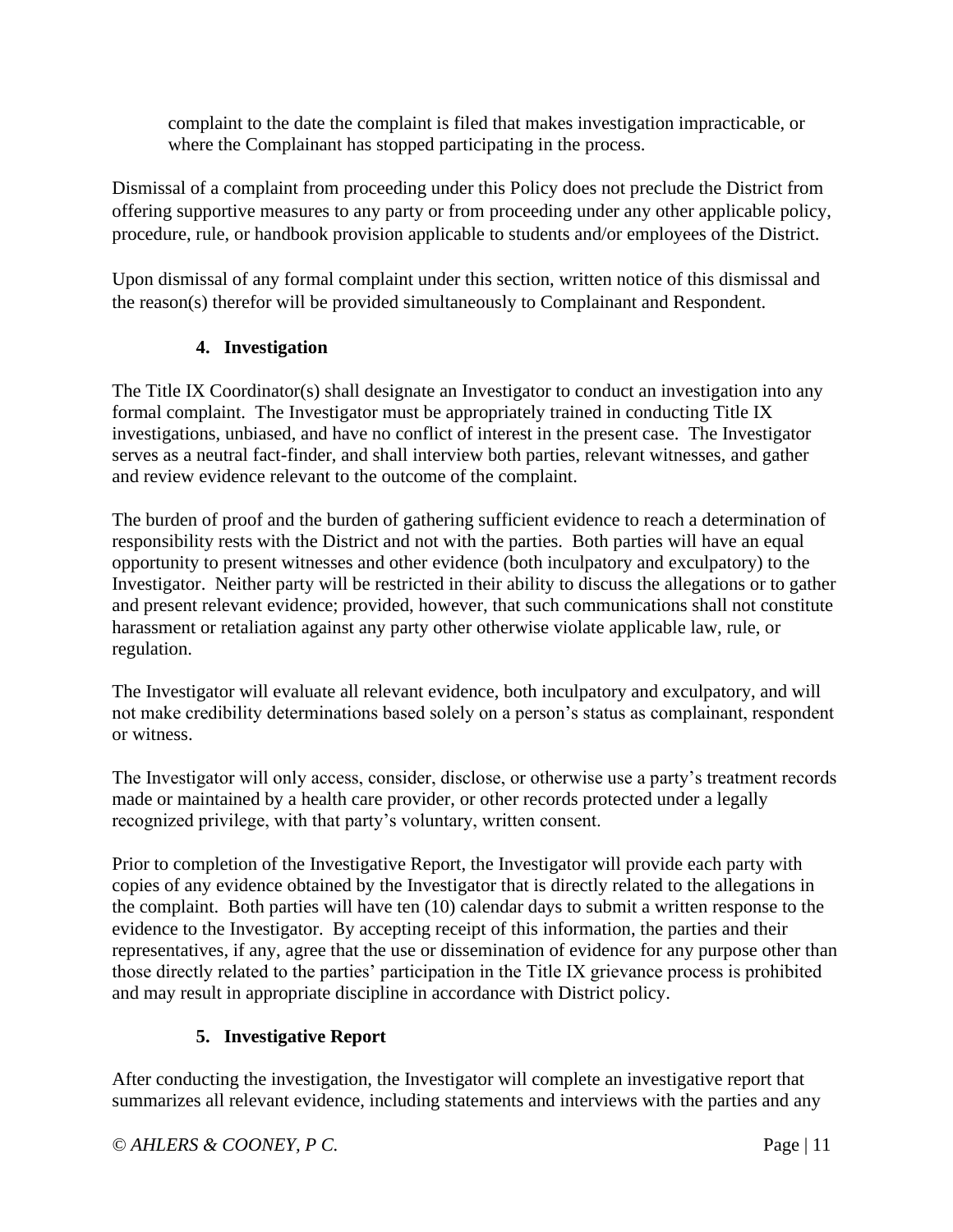complaint to the date the complaint is filed that makes investigation impracticable, or where the Complainant has stopped participating in the process.

Dismissal of a complaint from proceeding under this Policy does not preclude the District from offering supportive measures to any party or from proceeding under any other applicable policy, procedure, rule, or handbook provision applicable to students and/or employees of the District.

Upon dismissal of any formal complaint under this section, written notice of this dismissal and the reason(s) therefor will be provided simultaneously to Complainant and Respondent.

**4. Investigation**

The Title IX Coordinator(s) shall designate an Investigator to conduct an investigation into any formal complaint. The Investigator must be appropriately trained in conducting Title IX investigations, unbiased, and have no conflict of interest in the present case. The Investigator serves as a neutral fact-finder, and shall interview both parties, relevant witnesses, and gather and review evidence relevant to the outcome of the complaint.

The burden of proof and the burden of gathering sufficient evidence to reach a determination of responsibility rests with the District and not with the parties. Both parties will have an equal opportunity to present witnesses and other evidence (both inculpatory and exculpatory) to the Investigator. Neither party will be restricted in their ability to discuss the allegations or to gather and present relevant evidence; provided, however, that such communications shall not constitute harassment or retaliation against any party other otherwise violate applicable law, rule, or regulation.

The Investigator will evaluate all relevant evidence, both inculpatory and exculpatory, and will not make credibility determinations based solely on a person's status as complainant, respondent or witness.

The Investigator will only access, consider, disclose, or otherwise use a party's treatment records made or maintained by a health care provider, or other records protected under a legally recognized privilege, with that party's voluntary, written consent.

Prior to completion of the Investigative Report, the Investigator will provide each party with copies of any evidence obtained by the Investigator that is directly related to the allegations in the complaint. Both parties will have ten (10) calendar days to submit a written response to the evidence to the Investigator. By accepting receipt of this information, the parties and their representatives, if any, agree that the use or dissemination of evidence for any purpose other than those directly related to the parties' participation in the Title IX grievance process is prohibited and may result in appropriate discipline in accordance with District policy.

**5. Investigative Report**

After conducting the investigation, the Investigator will complete an investigative report that summarizes all relevant evidence, including statements and interviews with the parties and any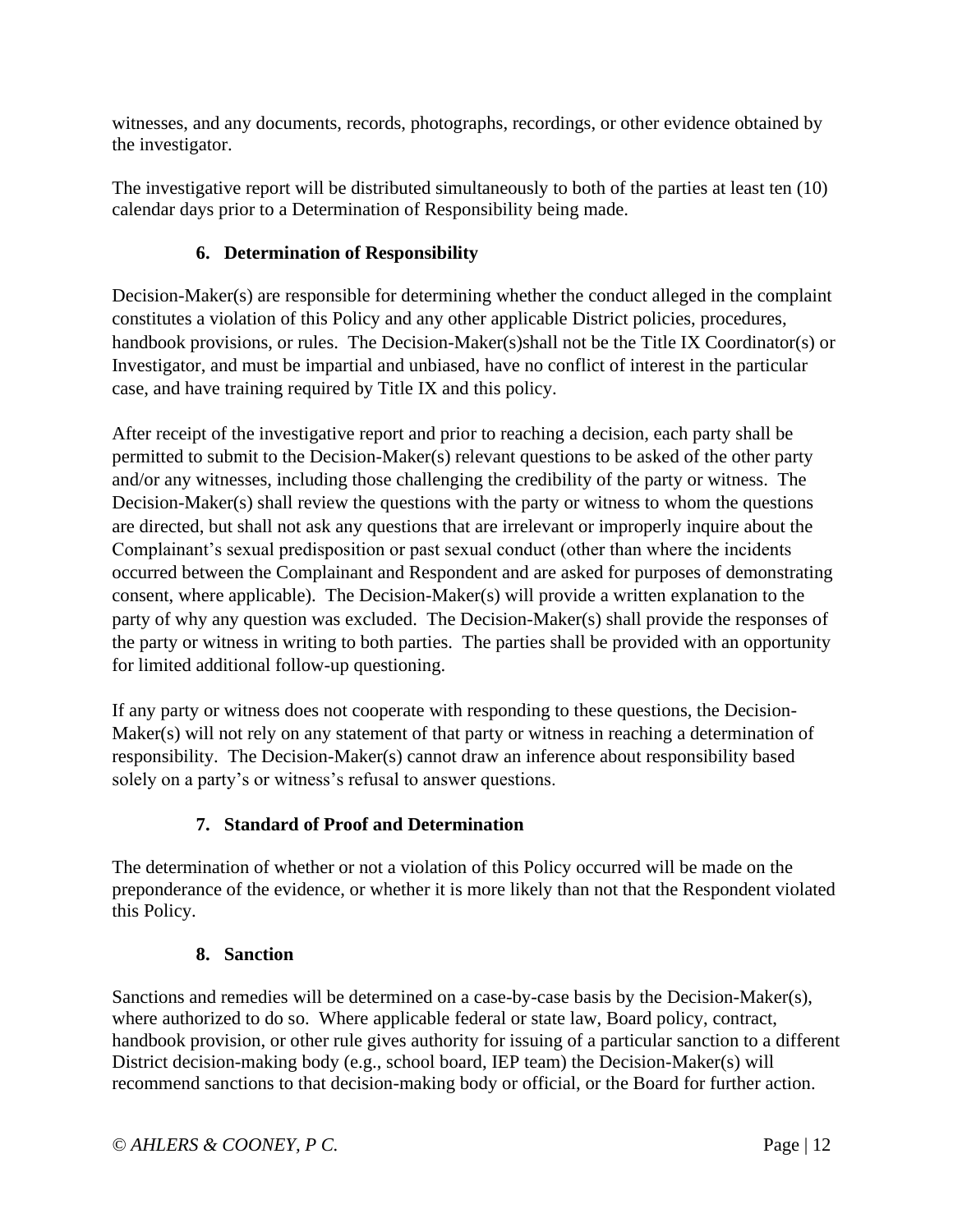witnesses, and any documents, records, photographs, recordings, or other evidence obtained by the investigator.

The investigative report will be distributed simultaneously to both of the parties at least ten (10) calendar days prior to a Determination of Responsibility being made.

### 6. Determination of Responsibility

Decision-Maker(s) are responsible for determining whether the conduct alleged in the complaint constitutes a violation of this Policy and any other applicable District policies, procedures, handbook provisions, or rules. The Decision-Maker(s)shall not be the Title IX Coordinator(s) or Investigator, and must be impartial and unbiased, have no conflict of interest in the particular case, and have training required by Title IX and this policy.

After receipt of the investigative report and prior to reaching a decision, each party shall be permitted to submit to the Decision-Maker(s) relevant questions to be asked of the other party and/or any witnesses, including those challenging the credibility of the party or witness. The Decision-Maker(s) shall review the questions with the party or witness to whom the questions are directed, but shall not ask any questions that are irrelevant or improperly inquire about the Complainant's sexual predisposition or past sexual conduct (other than where the incidents occurred between the Complainant and Respondent and are asked for purposes of demonstrating consent, where applicable). The Decision-Maker(s) will provide a written explanation to the party of why any question was excluded. The Decision-Maker(s) shall provide the responses of the party or witness in writing to both parties. The parties shall be provided with an opportunity for limited additional follow-up questioning.

If any party or witness does not cooperate with responding to these questions, the Decision-Maker(s) will not rely on any statement of that party or witness in reaching a determination of responsibility. The Decision-Maker(s) cannot draw an inference about responsibility based solely on a party's or witness's refusal to answer questions.

### 7. Standard of Proof and Determination

The determination of whether or not a violation of this Policy occurred will be made on the preponderance of the evidence, or whether it is more likely than not that the Respondent violated this Policy.

### 8. Sanction

Sanctions and remedies will be determined on a case-by-case basis by the Decision-Maker(s), where authorized to do so. Where applicable federal or state law, Board policy, contract, handbook provision, or other rule gives authority for issuing of a particular sanction to a different District decision-making body (e.g., school board, IEP team) the Decision-Maker(s) will recommend sanctions to that decision-making body or official, or the Board for further action.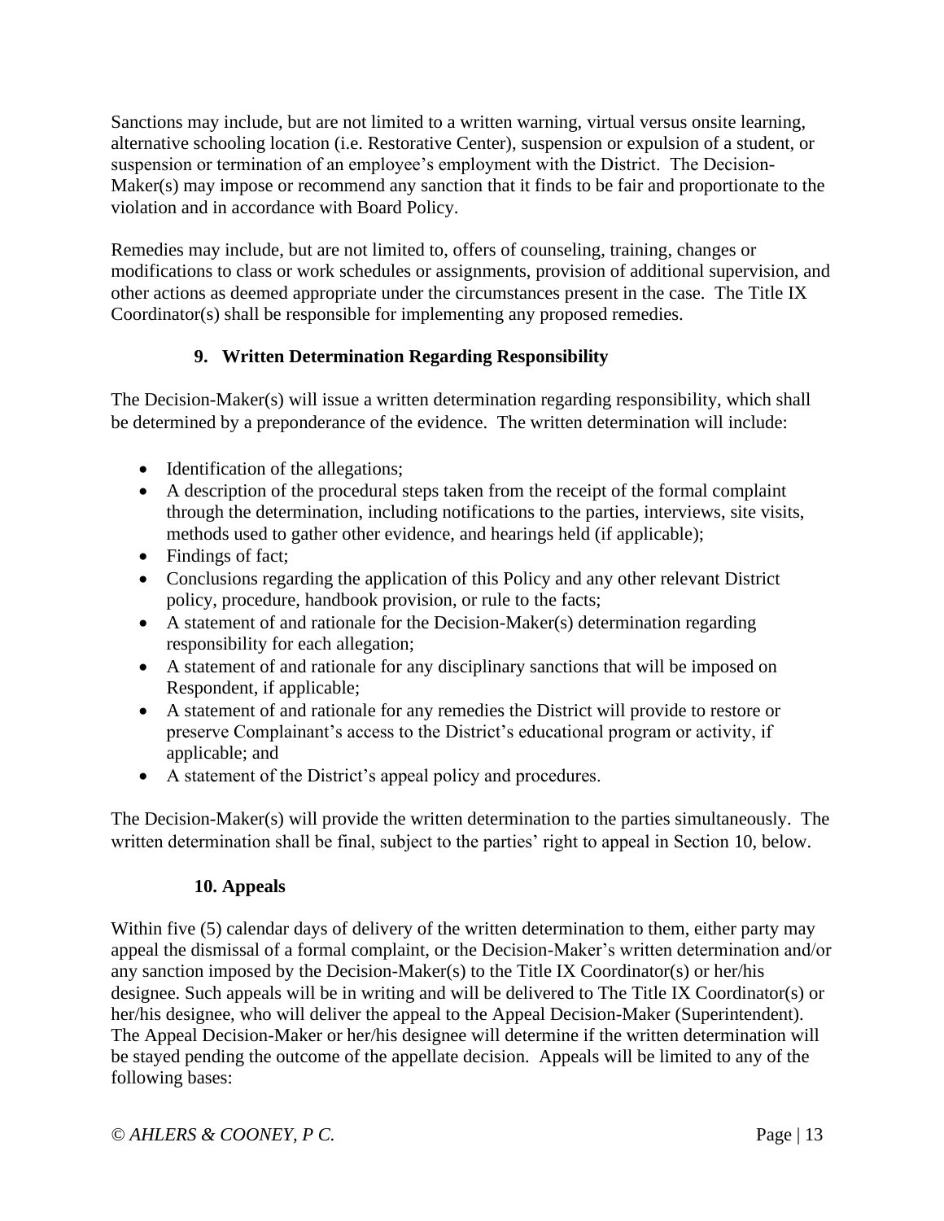Sanctions may include, but are not limited to a written warning, virtual versus onsite learning, alternative schooling location (i.e. Restorative Center), suspension or expulsion of a student, or suspension or termination of an employee's employment with the District. The Decision-Maker(s) may impose or recommend any sanction that it finds to be fair and proportionate to the violation and in accordance with Board Policy.

Remedies may include, but are not limited to, offers of counseling, training, changes or modifications to class or work schedules or assignments, provision of additional supervision, and other actions as deemed appropriate under the circumstances present in the case. The Title IX Coordinator(s) shall be responsible for implementing any proposed remedies.

### 9. Written Determination Regarding Responsibility

The Decision-Maker(s) will issue a written determination regarding responsibility, which shall be determined by a preponderance of the evidence. The written determination will include:

- Identification of the allegations;
- A description of the procedural steps taken from the receipt of the formal complaint through the determination, including notifications to the parties, interviews, site visits, methods used to gather other evidence, and hearings held (if applicable);
- Findings of fact;
- Conclusions regarding the application of this Policy and any other relevant District policy, procedure, handbook provision, or rule to the facts;
- A statement of and rationale for the Decision-Maker(s) determination regarding responsibility for each allegation;
- A statement of and rationale for any disciplinary sanctions that will be imposed on Respondent, if applicable;
- A statement of and rationale for any remedies the District will provide to restore or preserve Complainant's access to the District's educational program or activity, if applicable; and
- A statement of the District's appeal policy and procedures.

The Decision-Maker(s) will provide the written determination to the parties simultaneously. The written determination shall be final, subject to the parties' right to appeal in Section 10, below.

### 10. Appeals

Within five (5) calendar days of delivery of the written determination to them, either party may appeal the dismissal of a formal complaint, or the Decision-Maker's written determination and/or any sanction imposed by the Decision-Maker(s) to the Title IX Coordinator(s) or her/his designee. Such appeals will be in writing and will be delivered to The Title IX Coordinator(s) or her/his designee, who will deliver the appeal to the Appeal Decision-Maker (Superintendent). The Appeal Decision-Maker or her/his designee will determine if the written determination will be stayed pending the outcome of the appellate decision. Appeals will be limited to any of the following bases: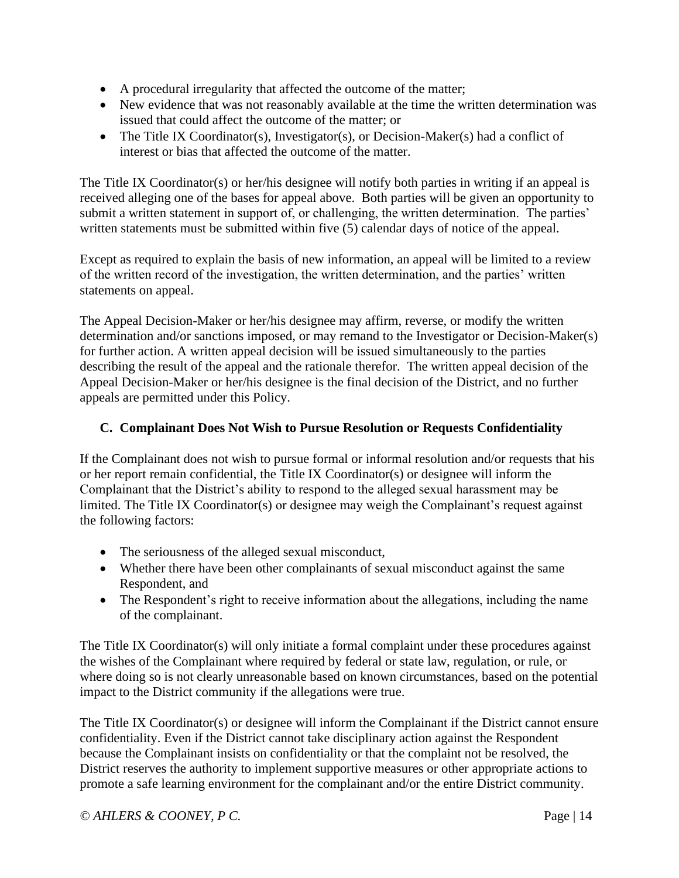- A procedural irregularity that affected the outcome of the matter;
- New evidence that was not reasonably available at the time the written determination was issued that could affect the outcome of the matter; or
- The Title IX Coordinator(s), Investigator(s), or Decision-Maker(s) had a conflict of interest or bias that affected the outcome of the matter.

The Title IX Coordinator(s) or her/his designee will notify both parties in writing if an appeal is received alleging one of the bases for appeal above. Both parties will be given an opportunity to submit a written statement in support of, or challenging, the written determination. The parties' written statements must be submitted within five (5) calendar days of notice of the appeal.

Except as required to explain the basis of new information, an appeal will be limited to a review of the written record of the investigation, the written determination, and the parties' written statements on appeal.

The Appeal Decision-Maker or her/his designee may affirm, reverse, or modify the written determination and/or sanctions imposed, or may remand to the Investigator or Decision-Maker(s) for further action. A written appeal decision will be issued simultaneously to the parties describing the result of the appeal and the rationale therefor. The written appeal decision of the Appeal Decision-Maker or her/his designee is the final decision of the District, and no further appeals are permitted under this Policy.

### C. Complainant Does Not Wish to Pursue Resolution or Requests Confidentiality

If the Complainant does not wish to pursue formal or informal resolution and/or requests that his or her report remain confidential, the Title IX Coordinator(s) or designee will inform the Complainant that the District's ability to respond to the alleged sexual harassment may be limited. The Title IX Coordinator(s) or designee may weigh the Complainant's request against the following factors:

- The seriousness of the alleged sexual misconduct,
- Whether there have been other complainants of sexual misconduct against the same Respondent, and
- The Respondent's right to receive information about the allegations, including the name of the complainant.

The Title IX Coordinator(s) will only initiate a formal complaint under these procedures against the wishes of the Complainant where required by federal or state law, regulation, or rule, or where doing so is not clearly unreasonable based on known circumstances, based on the potential impact to the District community if the allegations were true.

The Title IX Coordinator(s) or designee will inform the Complainant if the District cannot ensure confidentiality. Even if the District cannot take disciplinary action against the Respondent because the Complainant insists on confidentiality or that the complaint not be resolved, the District reserves the authority to implement supportive measures or other appropriate actions to promote a safe learning environment for the complainant and/or the entire District community.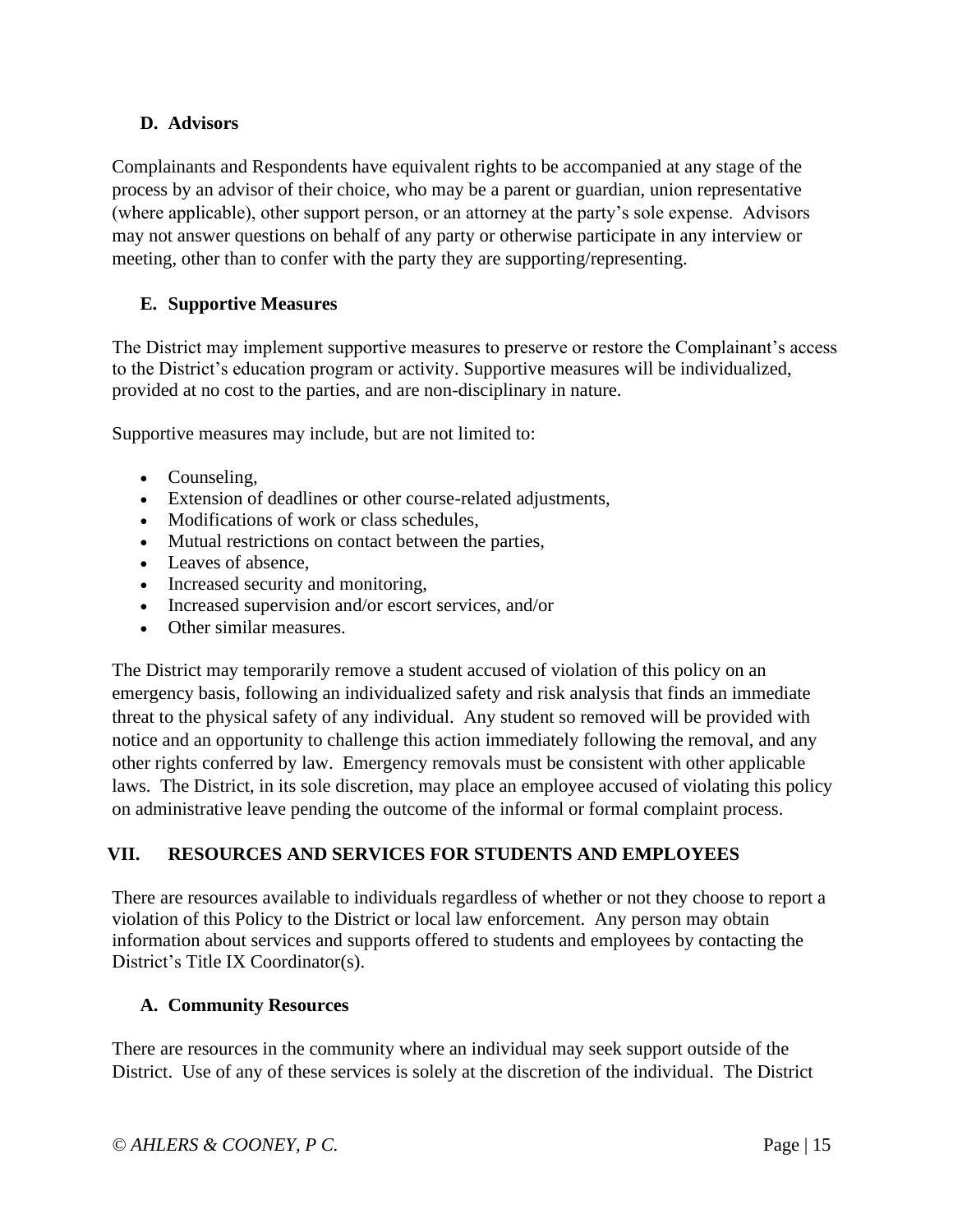### D. Advisors

Complainants and Respondents have equivalent rights to be accompanied at any stage of the process by an advisor of their choice, who may be a parent or guardian, union representative (where applicable), other support person, or an attorney at the party's sole expense. Advisors may not answer questions on behalf of any party or otherwise participate in any interview or meeting, other than to confer with the party they are supporting/representing.

### E. Supportive Measures

The District may implement supportive measures to preserve or restore the Complainant's access to the District's education program or activity. Supportive measures will be individualized, provided at no cost to the parties, and are non-disciplinary in nature.

Supportive measures may include, but are not limited to:

- Counseling,
- Extension of deadlines or other course-related adjustments,
- Modifications of work or class schedules,
- Mutual restrictions on contact between the parties,
- Leaves of absence,
- Increased security and monitoring,
- Increased supervision and/or escort services, and/or
- Other similar measures.

The District may temporarily remove a student accused of violation of this policy on an emergency basis, following an individualized safety and risk analysis that finds an immediate threat to the physical safety of any individual. Any student so removed will be provided with notice and an opportunity to challenge this action immediately following the removal, and any other rights conferred by law. Emergency removals must be consistent with other applicable laws. The District, in its sole discretion, may place an employee accused of violating this policy on administrative leave pending the outcome of the informal or formal complaint process.

## VII. RESOURCES AND SERVICES FOR STUDENTS AND EMPLOYEES

There are resources available to individuals regardless of whether or not they choose to report a violation of this Policy to the District or local law enforcement. Any person may obtain information about services and supports offered to students and employees by contacting the District's Title IX Coordinator(s).

### A. Community Resources

There are resources in the community where an individual may seek support outside of the District. Use of any of these services is solely at the discretion of the individual. The District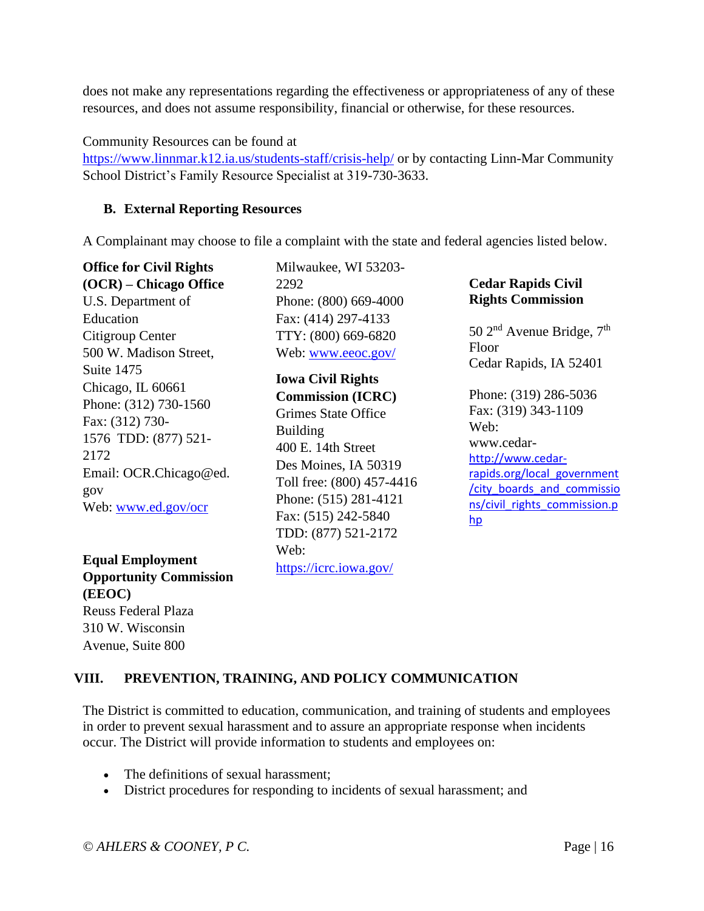does not make any representations regarding the effectiveness or appropriateness of any of these resources, and does not assume responsibility, financial or otherwise, for these resources.

Community Resources can be found at https://www.linnmar.k12.ia.us/students-staff/crisis-help/ or by contacting Linn-Mar Community School District's Family Resource Specialist at 319-730-3633.

### B. External Reporting Resources

A Complainant may choose to file a complaint with the state and federal agencies listed below.

**Office for Civil Rights (OCR) – Chicago Office**
U.S. Department of Education
Citigroup Center
500 W. Madison Street, Suite 1475
Chicago, IL 60661
Phone: (312) 730-1560
Fax: (312) 730-1576 TDD: (877) 521-2172
Email: OCR.Chicago@ed.gov
Web: www.ed.gov/ocr

**Equal Employment Opportunity Commission (EEOC)**
Reuss Federal Plaza
310 W. Wisconsin Avenue, Suite 800
Milwaukee, WI 53203-2292
Phone: (800) 669-4000
Fax: (414) 297-4133
TTY: (800) 669-6820
Web: www.eeoc.gov/

**Iowa Civil Rights Commission (ICRC)**
Grimes State Office Building
400 E. 14th Street
Des Moines, IA 50319
Toll free: (800) 457-4416
Phone: (515) 281-4121
Fax: (515) 242-5840
TDD: (877) 521-2172
Web: https://icrc.iowa.gov/

**Cedar Rapids Civil Rights Commission**

50 2nd Avenue Bridge, 7th Floor
Cedar Rapids, IA 52401

Phone: (319) 286-5036
Fax: (319) 343-1109
Web:
www.cedar-
http://www.cedar-rapids.org/local_government/city_boards_and_commissions/civil_rights_commission.php

## VIII. PREVENTION, TRAINING, AND POLICY COMMUNICATION

The District is committed to education, communication, and training of students and employees in order to prevent sexual harassment and to assure an appropriate response when incidents occur. The District will provide information to students and employees on:

- The definitions of sexual harassment;
- District procedures for responding to incidents of sexual harassment; and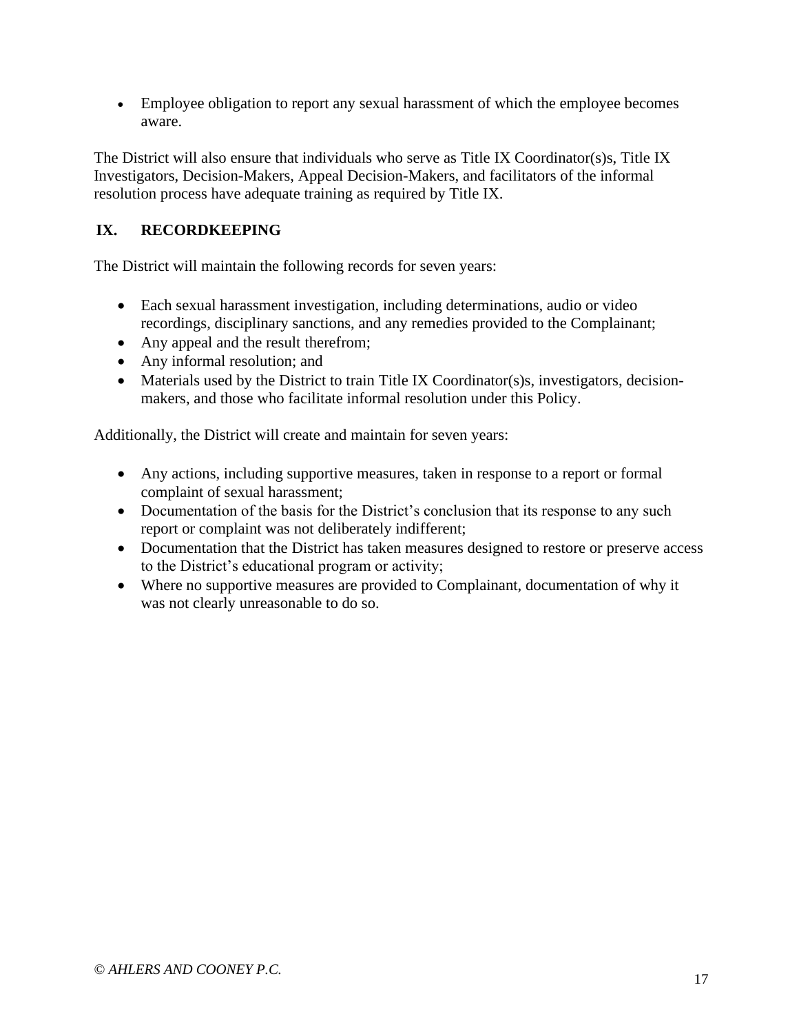- Employee obligation to report any sexual harassment of which the employee becomes aware.

The District will also ensure that individuals who serve as Title IX Coordinator(s)s, Title IX Investigators, Decision-Makers, Appeal Decision-Makers, and facilitators of the informal resolution process have adequate training as required by Title IX.

## IX. RECORDKEEPING

The District will maintain the following records for seven years:

- Each sexual harassment investigation, including determinations, audio or video recordings, disciplinary sanctions, and any remedies provided to the Complainant;
- Any appeal and the result therefrom;
- Any informal resolution; and
- Materials used by the District to train Title IX Coordinator(s)s, investigators, decision-makers, and those who facilitate informal resolution under this Policy.

Additionally, the District will create and maintain for seven years:

- Any actions, including supportive measures, taken in response to a report or formal complaint of sexual harassment;
- Documentation of the basis for the District's conclusion that its response to any such report or complaint was not deliberately indifferent;
- Documentation that the District has taken measures designed to restore or preserve access to the District's educational program or activity;
- Where no supportive measures are provided to Complainant, documentation of why it was not clearly unreasonable to do so.